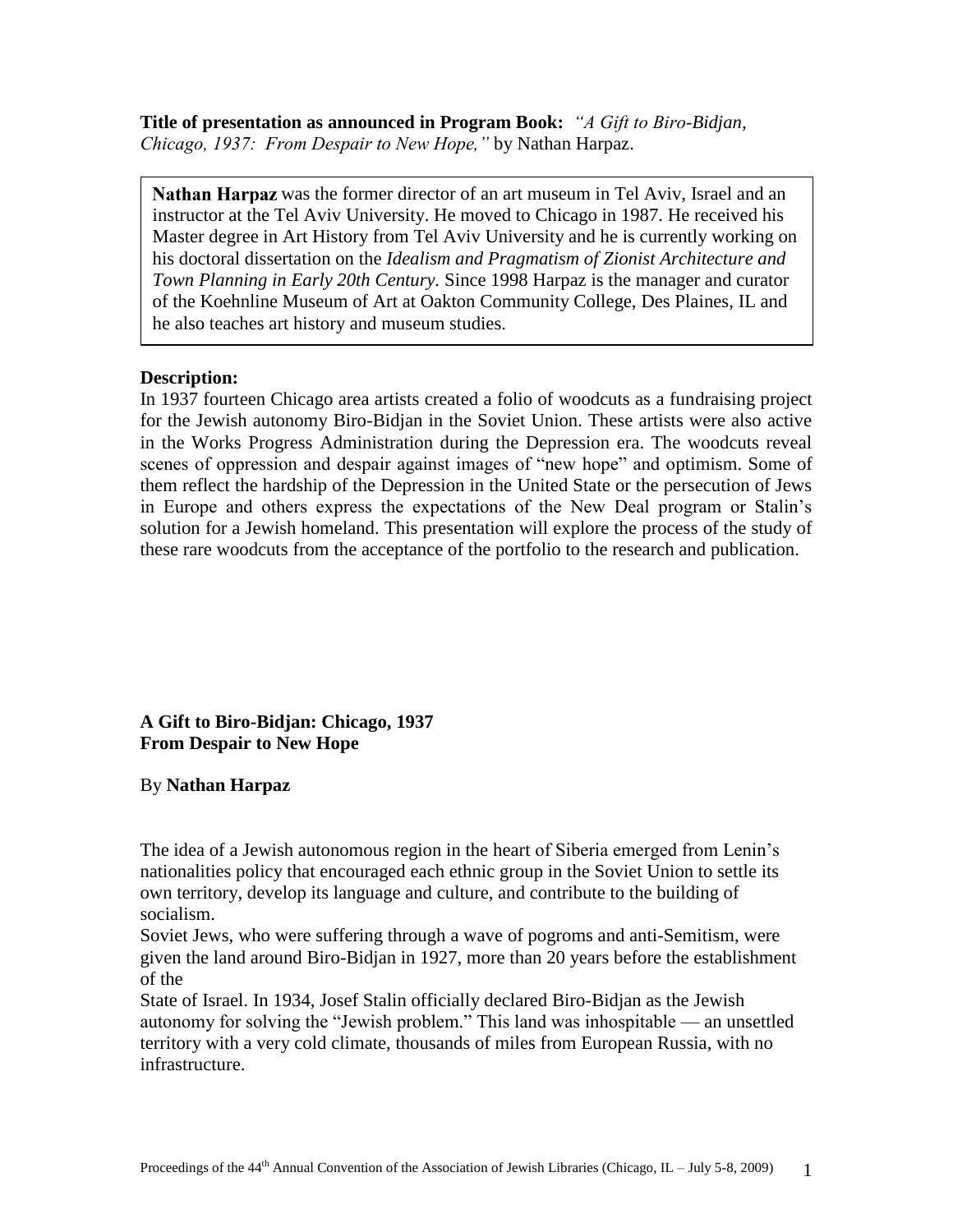**Title of presentation as announced in Program Book:** *"A Gift to Biro-Bidjan, Chicago, 1937: From Despair to New Hope,"* by Nathan Harpaz.

**Nathan Harpaz** was the former director of an art museum in Tel Aviv, Israel and an instructor at the Tel Aviv University. He moved to Chicago in 1987. He received his Master degree in Art History from Tel Aviv University and he is currently working on his doctoral dissertation on the *Idealism and Pragmatism of Zionist Architecture and Town Planning in Early 20th Century.* Since 1998 Harpaz is the manager and curator of the Koehnline Museum of Art at Oakton Community College, Des Plaines, IL and he also teaches art history and museum studies.

**Description:**

In 1937 fourteen Chicago area artists created a folio of woodcuts as a fundraising project for the Jewish autonomy Biro-Bidjan in the Soviet Union. These artists were also active in the Works Progress Administration during the Depression era. The woodcuts reveal scenes of oppression and despair against images of "new hope" and optimism. Some of them reflect the hardship of the Depression in the United State or the persecution of Jews in Europe and others express the expectations of the New Deal program or Stalin's solution for a Jewish homeland. This presentation will explore the process of the study of these rare woodcuts from the acceptance of the portfolio to the research and publication.

**A Gift to Biro-Bidjan: Chicago, 1937**
**From Despair to New Hope**

By **Nathan Harpaz**

The idea of a Jewish autonomous region in the heart of Siberia emerged from Lenin's nationalities policy that encouraged each ethnic group in the Soviet Union to settle its own territory, develop its language and culture, and contribute to the building of socialism.

Soviet Jews, who were suffering through a wave of pogroms and anti-Semitism, were given the land around Biro-Bidjan in 1927, more than 20 years before the establishment of the

State of Israel. In 1934, Josef Stalin officially declared Biro-Bidjan as the Jewish autonomy for solving the "Jewish problem." This land was inhospitable — an unsettled territory with a very cold climate, thousands of miles from European Russia, with no infrastructure.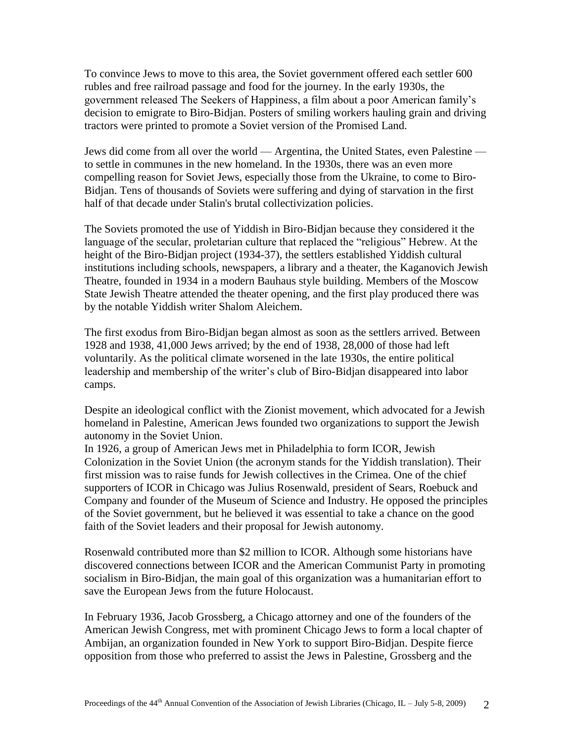To convince Jews to move to this area, the Soviet government offered each settler 600 rubles and free railroad passage and food for the journey. In the early 1930s, the government released The Seekers of Happiness, a film about a poor American family's decision to emigrate to Biro-Bidjan. Posters of smiling workers hauling grain and driving tractors were printed to promote a Soviet version of the Promised Land.

Jews did come from all over the world — Argentina, the United States, even Palestine — to settle in communes in the new homeland. In the 1930s, there was an even more compelling reason for Soviet Jews, especially those from the Ukraine, to come to Biro-Bidjan. Tens of thousands of Soviets were suffering and dying of starvation in the first half of that decade under Stalin's brutal collectivization policies.

The Soviets promoted the use of Yiddish in Biro-Bidjan because they considered it the language of the secular, proletarian culture that replaced the "religious" Hebrew. At the height of the Biro-Bidjan project (1934-37), the settlers established Yiddish cultural institutions including schools, newspapers, a library and a theater, the Kaganovich Jewish Theatre, founded in 1934 in a modern Bauhaus style building. Members of the Moscow State Jewish Theatre attended the theater opening, and the first play produced there was by the notable Yiddish writer Shalom Aleichem.

The first exodus from Biro-Bidjan began almost as soon as the settlers arrived. Between 1928 and 1938, 41,000 Jews arrived; by the end of 1938, 28,000 of those had left voluntarily. As the political climate worsened in the late 1930s, the entire political leadership and membership of the writer's club of Biro-Bidjan disappeared into labor camps.

Despite an ideological conflict with the Zionist movement, which advocated for a Jewish homeland in Palestine, American Jews founded two organizations to support the Jewish autonomy in the Soviet Union.
In 1926, a group of American Jews met in Philadelphia to form ICOR, Jewish Colonization in the Soviet Union (the acronym stands for the Yiddish translation). Their first mission was to raise funds for Jewish collectives in the Crimea. One of the chief supporters of ICOR in Chicago was Julius Rosenwald, president of Sears, Roebuck and Company and founder of the Museum of Science and Industry. He opposed the principles of the Soviet government, but he believed it was essential to take a chance on the good faith of the Soviet leaders and their proposal for Jewish autonomy.

Rosenwald contributed more than $2 million to ICOR. Although some historians have discovered connections between ICOR and the American Communist Party in promoting socialism in Biro-Bidjan, the main goal of this organization was a humanitarian effort to save the European Jews from the future Holocaust.

In February 1936, Jacob Grossberg, a Chicago attorney and one of the founders of the American Jewish Congress, met with prominent Chicago Jews to form a local chapter of Ambijan, an organization founded in New York to support Biro-Bidjan. Despite fierce opposition from those who preferred to assist the Jews in Palestine, Grossberg and the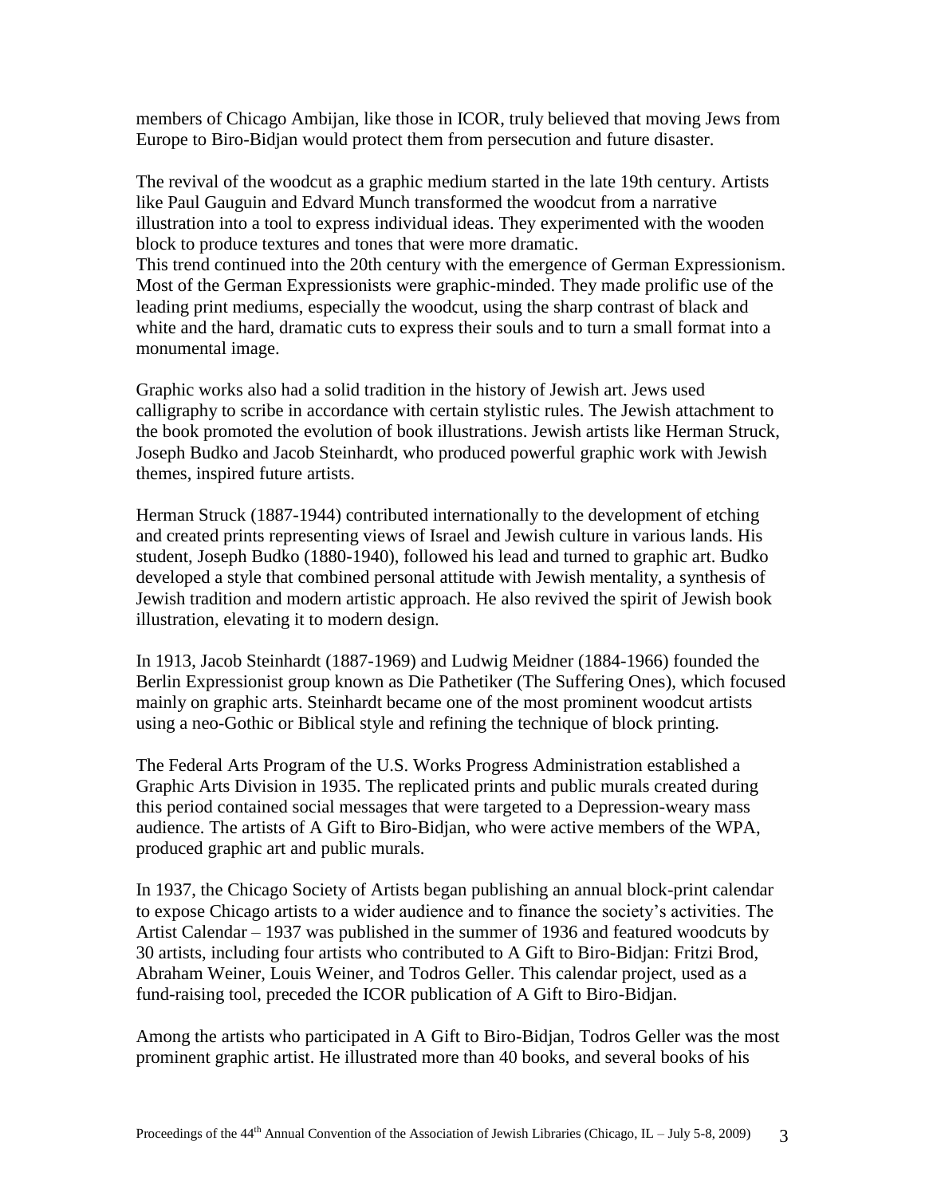members of Chicago Ambijan, like those in ICOR, truly believed that moving Jews from Europe to Biro-Bidjan would protect them from persecution and future disaster.

The revival of the woodcut as a graphic medium started in the late 19th century. Artists like Paul Gauguin and Edvard Munch transformed the woodcut from a narrative illustration into a tool to express individual ideas. They experimented with the wooden block to produce textures and tones that were more dramatic.
This trend continued into the 20th century with the emergence of German Expressionism. Most of the German Expressionists were graphic-minded. They made prolific use of the leading print mediums, especially the woodcut, using the sharp contrast of black and white and the hard, dramatic cuts to express their souls and to turn a small format into a monumental image.

Graphic works also had a solid tradition in the history of Jewish art. Jews used calligraphy to scribe in accordance with certain stylistic rules. The Jewish attachment to the book promoted the evolution of book illustrations. Jewish artists like Herman Struck, Joseph Budko and Jacob Steinhardt, who produced powerful graphic work with Jewish themes, inspired future artists.

Herman Struck (1887-1944) contributed internationally to the development of etching and created prints representing views of Israel and Jewish culture in various lands. His student, Joseph Budko (1880-1940), followed his lead and turned to graphic art. Budko developed a style that combined personal attitude with Jewish mentality, a synthesis of Jewish tradition and modern artistic approach. He also revived the spirit of Jewish book illustration, elevating it to modern design.

In 1913, Jacob Steinhardt (1887-1969) and Ludwig Meidner (1884-1966) founded the Berlin Expressionist group known as Die Pathetiker (The Suffering Ones), which focused mainly on graphic arts. Steinhardt became one of the most prominent woodcut artists using a neo-Gothic or Biblical style and refining the technique of block printing.

The Federal Arts Program of the U.S. Works Progress Administration established a Graphic Arts Division in 1935. The replicated prints and public murals created during this period contained social messages that were targeted to a Depression-weary mass audience. The artists of A Gift to Biro-Bidjan, who were active members of the WPA, produced graphic art and public murals.

In 1937, the Chicago Society of Artists began publishing an annual block-print calendar to expose Chicago artists to a wider audience and to finance the society's activities. The Artist Calendar – 1937 was published in the summer of 1936 and featured woodcuts by 30 artists, including four artists who contributed to A Gift to Biro-Bidjan: Fritzi Brod, Abraham Weiner, Louis Weiner, and Todros Geller. This calendar project, used as a fund-raising tool, preceded the ICOR publication of A Gift to Biro-Bidjan.

Among the artists who participated in A Gift to Biro-Bidjan, Todros Geller was the most prominent graphic artist. He illustrated more than 40 books, and several books of his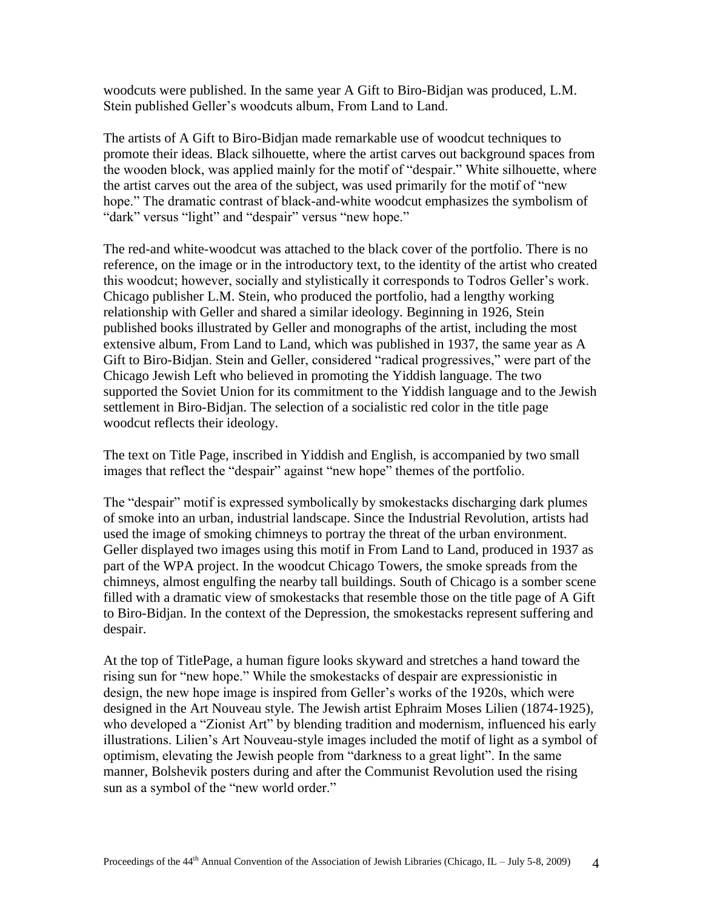woodcuts were published. In the same year A Gift to Biro-Bidjan was produced, L.M. Stein published Geller's woodcuts album, From Land to Land.

The artists of A Gift to Biro-Bidjan made remarkable use of woodcut techniques to promote their ideas. Black silhouette, where the artist carves out background spaces from the wooden block, was applied mainly for the motif of "despair." White silhouette, where the artist carves out the area of the subject, was used primarily for the motif of "new hope." The dramatic contrast of black-and-white woodcut emphasizes the symbolism of "dark" versus "light" and "despair" versus "new hope."

The red-and white-woodcut was attached to the black cover of the portfolio. There is no reference, on the image or in the introductory text, to the identity of the artist who created this woodcut; however, socially and stylistically it corresponds to Todros Geller's work. Chicago publisher L.M. Stein, who produced the portfolio, had a lengthy working relationship with Geller and shared a similar ideology. Beginning in 1926, Stein published books illustrated by Geller and monographs of the artist, including the most extensive album, From Land to Land, which was published in 1937, the same year as A Gift to Biro-Bidjan. Stein and Geller, considered "radical progressives," were part of the Chicago Jewish Left who believed in promoting the Yiddish language. The two supported the Soviet Union for its commitment to the Yiddish language and to the Jewish settlement in Biro-Bidjan. The selection of a socialistic red color in the title page woodcut reflects their ideology.

The text on Title Page, inscribed in Yiddish and English, is accompanied by two small images that reflect the "despair" against "new hope" themes of the portfolio.

The "despair" motif is expressed symbolically by smokestacks discharging dark plumes of smoke into an urban, industrial landscape. Since the Industrial Revolution, artists had used the image of smoking chimneys to portray the threat of the urban environment. Geller displayed two images using this motif in From Land to Land, produced in 1937 as part of the WPA project. In the woodcut Chicago Towers, the smoke spreads from the chimneys, almost engulfing the nearby tall buildings. South of Chicago is a somber scene filled with a dramatic view of smokestacks that resemble those on the title page of A Gift to Biro-Bidjan. In the context of the Depression, the smokestacks represent suffering and despair.

At the top of TitlePage, a human figure looks skyward and stretches a hand toward the rising sun for "new hope." While the smokestacks of despair are expressionistic in design, the new hope image is inspired from Geller's works of the 1920s, which were designed in the Art Nouveau style. The Jewish artist Ephraim Moses Lilien (1874-1925), who developed a "Zionist Art" by blending tradition and modernism, influenced his early illustrations. Lilien's Art Nouveau-style images included the motif of light as a symbol of optimism, elevating the Jewish people from "darkness to a great light". In the same manner, Bolshevik posters during and after the Communist Revolution used the rising sun as a symbol of the "new world order."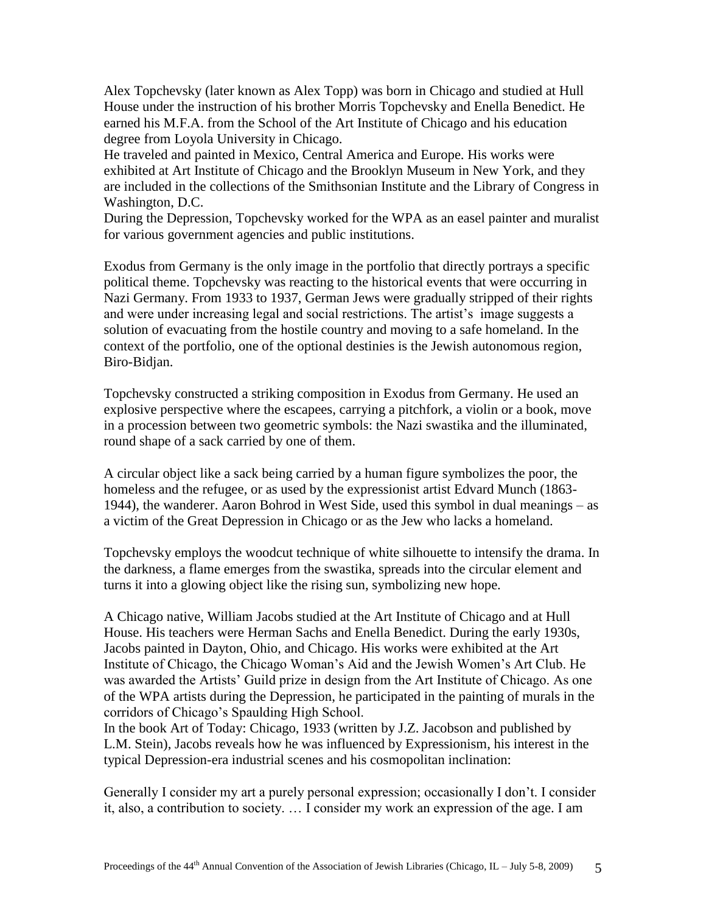Alex Topchevsky (later known as Alex Topp) was born in Chicago and studied at Hull House under the instruction of his brother Morris Topchevsky and Enella Benedict. He earned his M.F.A. from the School of the Art Institute of Chicago and his education degree from Loyola University in Chicago.
He traveled and painted in Mexico, Central America and Europe. His works were exhibited at Art Institute of Chicago and the Brooklyn Museum in New York, and they are included in the collections of the Smithsonian Institute and the Library of Congress in Washington, D.C.
During the Depression, Topchevsky worked for the WPA as an easel painter and muralist for various government agencies and public institutions.

Exodus from Germany is the only image in the portfolio that directly portrays a specific political theme. Topchevsky was reacting to the historical events that were occurring in Nazi Germany. From 1933 to 1937, German Jews were gradually stripped of their rights and were under increasing legal and social restrictions. The artist's image suggests a solution of evacuating from the hostile country and moving to a safe homeland. In the context of the portfolio, one of the optional destinies is the Jewish autonomous region, Biro-Bidjan.

Topchevsky constructed a striking composition in Exodus from Germany. He used an explosive perspective where the escapees, carrying a pitchfork, a violin or a book, move in a procession between two geometric symbols: the Nazi swastika and the illuminated, round shape of a sack carried by one of them.

A circular object like a sack being carried by a human figure symbolizes the poor, the homeless and the refugee, or as used by the expressionist artist Edvard Munch (1863-1944), the wanderer. Aaron Bohrod in West Side, used this symbol in dual meanings – as a victim of the Great Depression in Chicago or as the Jew who lacks a homeland.

Topchevsky employs the woodcut technique of white silhouette to intensify the drama. In the darkness, a flame emerges from the swastika, spreads into the circular element and turns it into a glowing object like the rising sun, symbolizing new hope.

A Chicago native, William Jacobs studied at the Art Institute of Chicago and at Hull House. His teachers were Herman Sachs and Enella Benedict. During the early 1930s, Jacobs painted in Dayton, Ohio, and Chicago. His works were exhibited at the Art Institute of Chicago, the Chicago Woman's Aid and the Jewish Women's Art Club. He was awarded the Artists' Guild prize in design from the Art Institute of Chicago. As one of the WPA artists during the Depression, he participated in the painting of murals in the corridors of Chicago's Spaulding High School.
In the book Art of Today: Chicago, 1933 (written by J.Z. Jacobson and published by L.M. Stein), Jacobs reveals how he was influenced by Expressionism, his interest in the typical Depression-era industrial scenes and his cosmopolitan inclination:

Generally I consider my art a purely personal expression; occasionally I don't. I consider it, also, a contribution to society. … I consider my work an expression of the age. I am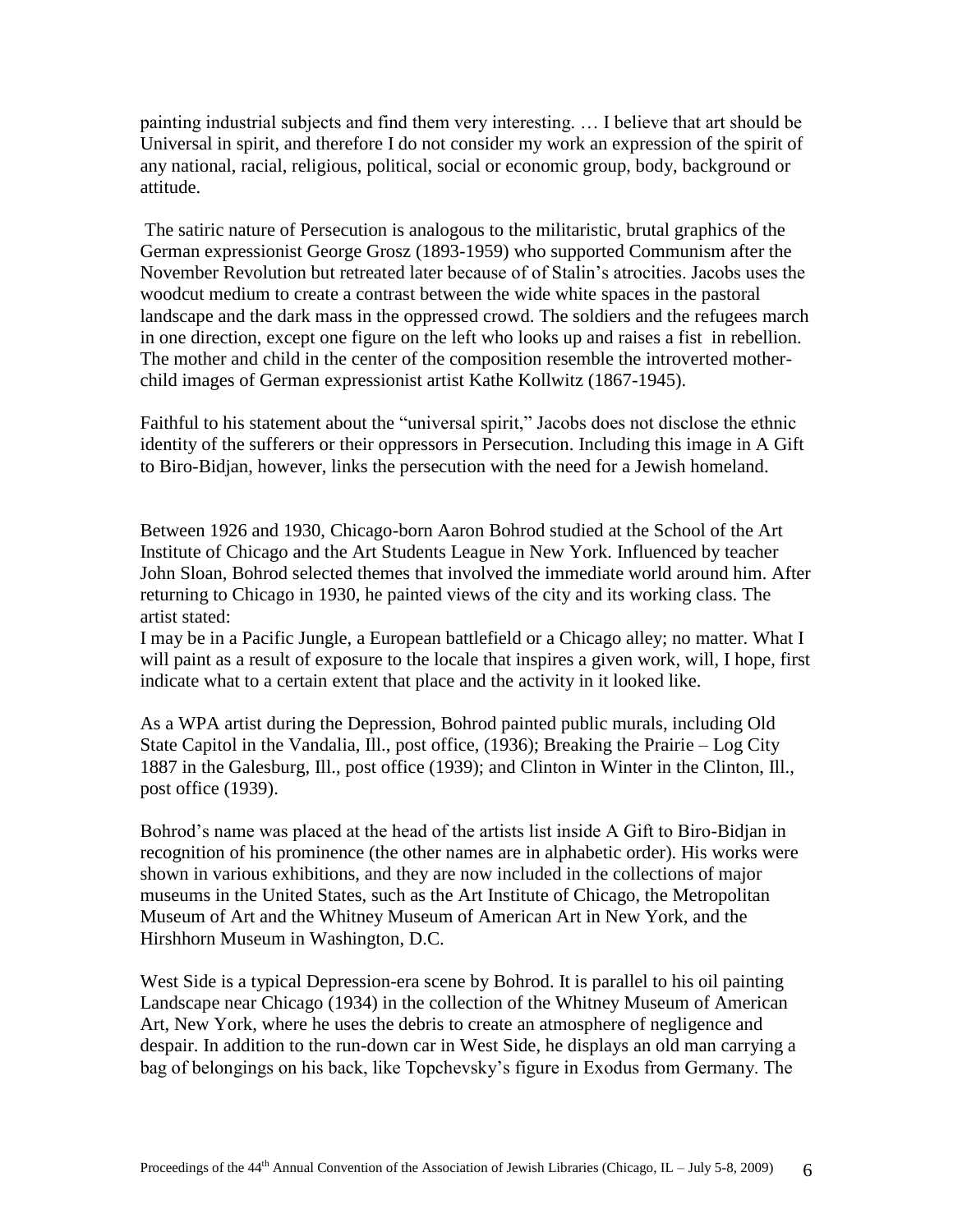painting industrial subjects and find them very interesting. … I believe that art should be Universal in spirit, and therefore I do not consider my work an expression of the spirit of any national, racial, religious, political, social or economic group, body, background or attitude.

The satiric nature of Persecution is analogous to the militaristic, brutal graphics of the German expressionist George Grosz (1893-1959) who supported Communism after the November Revolution but retreated later because of of Stalin's atrocities. Jacobs uses the woodcut medium to create a contrast between the wide white spaces in the pastoral landscape and the dark mass in the oppressed crowd. The soldiers and the refugees march in one direction, except one figure on the left who looks up and raises a fist in rebellion. The mother and child in the center of the composition resemble the introverted mother-child images of German expressionist artist Kathe Kollwitz (1867-1945).

Faithful to his statement about the "universal spirit," Jacobs does not disclose the ethnic identity of the sufferers or their oppressors in Persecution. Including this image in A Gift to Biro-Bidjan, however, links the persecution with the need for a Jewish homeland.

Between 1926 and 1930, Chicago-born Aaron Bohrod studied at the School of the Art Institute of Chicago and the Art Students League in New York. Influenced by teacher John Sloan, Bohrod selected themes that involved the immediate world around him. After returning to Chicago in 1930, he painted views of the city and its working class. The artist stated:

I may be in a Pacific Jungle, a European battlefield or a Chicago alley; no matter. What I will paint as a result of exposure to the locale that inspires a given work, will, I hope, first indicate what to a certain extent that place and the activity in it looked like.

As a WPA artist during the Depression, Bohrod painted public murals, including Old State Capitol in the Vandalia, Ill., post office, (1936); Breaking the Prairie – Log City 1887 in the Galesburg, Ill., post office (1939); and Clinton in Winter in the Clinton, Ill., post office (1939).

Bohrod's name was placed at the head of the artists list inside A Gift to Biro-Bidjan in recognition of his prominence (the other names are in alphabetic order). His works were shown in various exhibitions, and they are now included in the collections of major museums in the United States, such as the Art Institute of Chicago, the Metropolitan Museum of Art and the Whitney Museum of American Art in New York, and the Hirshhorn Museum in Washington, D.C.

West Side is a typical Depression-era scene by Bohrod. It is parallel to his oil painting Landscape near Chicago (1934) in the collection of the Whitney Museum of American Art, New York, where he uses the debris to create an atmosphere of negligence and despair. In addition to the run-down car in West Side, he displays an old man carrying a bag of belongings on his back, like Topchevsky's figure in Exodus from Germany. The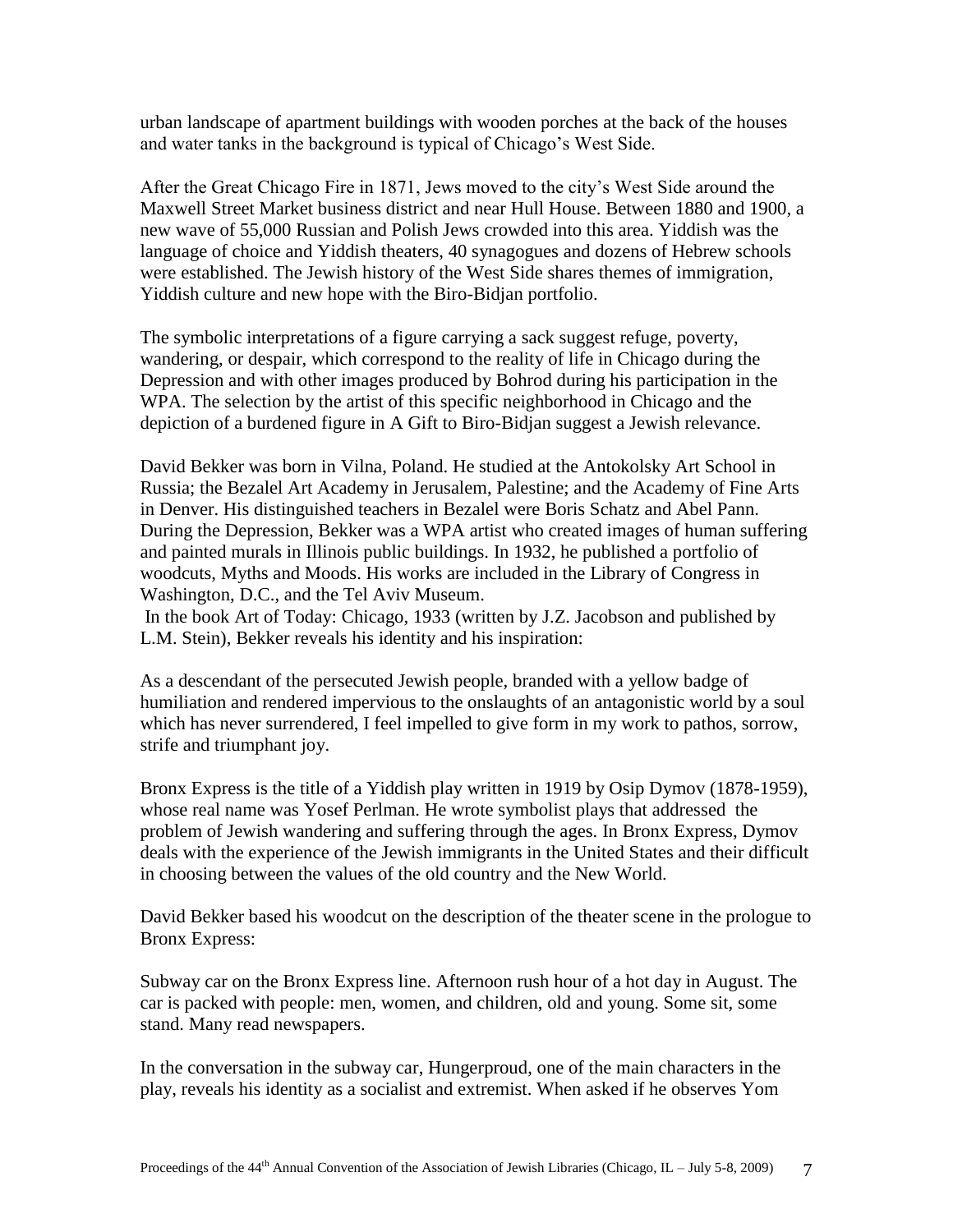urban landscape of apartment buildings with wooden porches at the back of the houses and water tanks in the background is typical of Chicago's West Side.

After the Great Chicago Fire in 1871, Jews moved to the city's West Side around the Maxwell Street Market business district and near Hull House. Between 1880 and 1900, a new wave of 55,000 Russian and Polish Jews crowded into this area. Yiddish was the language of choice and Yiddish theaters, 40 synagogues and dozens of Hebrew schools were established. The Jewish history of the West Side shares themes of immigration, Yiddish culture and new hope with the Biro-Bidjan portfolio.

The symbolic interpretations of a figure carrying a sack suggest refuge, poverty, wandering, or despair, which correspond to the reality of life in Chicago during the Depression and with other images produced by Bohrod during his participation in the WPA. The selection by the artist of this specific neighborhood in Chicago and the depiction of a burdened figure in A Gift to Biro-Bidjan suggest a Jewish relevance.

David Bekker was born in Vilna, Poland. He studied at the Antokolsky Art School in Russia; the Bezalel Art Academy in Jerusalem, Palestine; and the Academy of Fine Arts in Denver. His distinguished teachers in Bezalel were Boris Schatz and Abel Pann. During the Depression, Bekker was a WPA artist who created images of human suffering and painted murals in Illinois public buildings. In 1932, he published a portfolio of woodcuts, Myths and Moods. His works are included in the Library of Congress in Washington, D.C., and the Tel Aviv Museum.

In the book Art of Today: Chicago, 1933 (written by J.Z. Jacobson and published by L.M. Stein), Bekker reveals his identity and his inspiration:

As a descendant of the persecuted Jewish people, branded with a yellow badge of humiliation and rendered impervious to the onslaughts of an antagonistic world by a soul which has never surrendered, I feel impelled to give form in my work to pathos, sorrow, strife and triumphant joy.

Bronx Express is the title of a Yiddish play written in 1919 by Osip Dymov (1878-1959), whose real name was Yosef Perlman. He wrote symbolist plays that addressed the problem of Jewish wandering and suffering through the ages. In Bronx Express, Dymov deals with the experience of the Jewish immigrants in the United States and their difficult in choosing between the values of the old country and the New World.

David Bekker based his woodcut on the description of the theater scene in the prologue to Bronx Express:

Subway car on the Bronx Express line. Afternoon rush hour of a hot day in August. The car is packed with people: men, women, and children, old and young. Some sit, some stand. Many read newspapers.

In the conversation in the subway car, Hungerproud, one of the main characters in the play, reveals his identity as a socialist and extremist. When asked if he observes Yom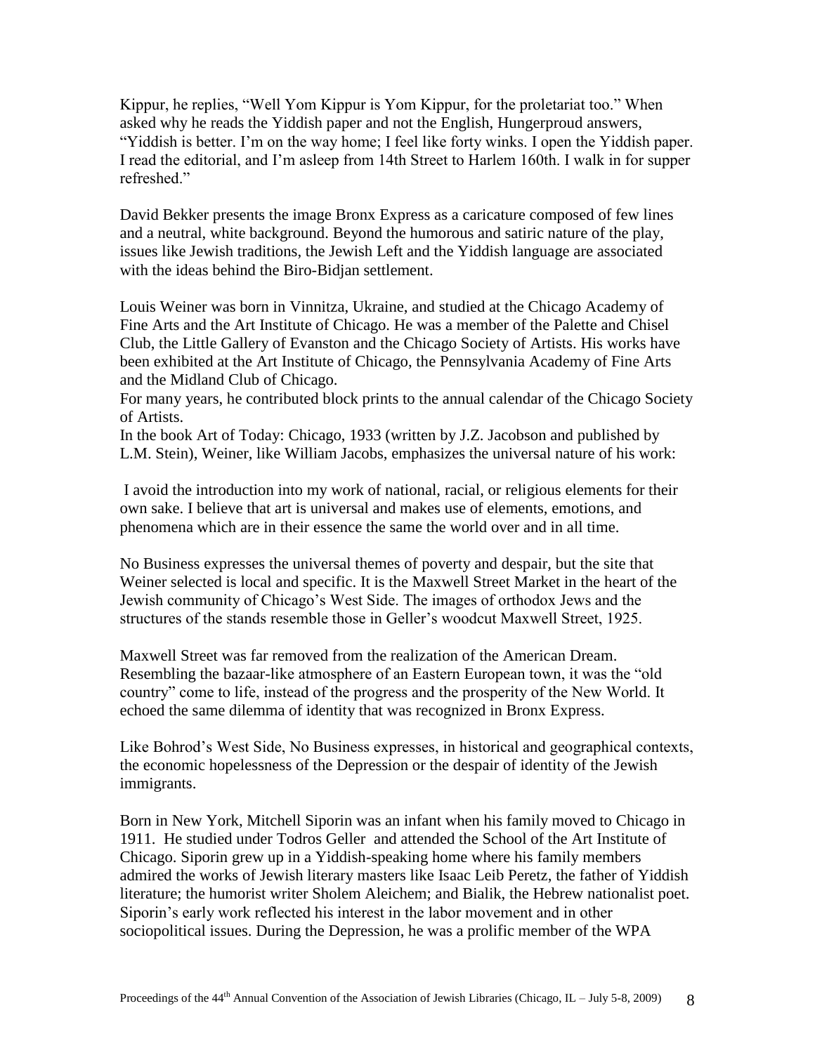Kippur, he replies, "Well Yom Kippur is Yom Kippur, for the proletariat too." When asked why he reads the Yiddish paper and not the English, Hungerproud answers, "Yiddish is better. I'm on the way home; I feel like forty winks. I open the Yiddish paper. I read the editorial, and I'm asleep from 14th Street to Harlem 160th. I walk in for supper refreshed."

David Bekker presents the image Bronx Express as a caricature composed of few lines and a neutral, white background. Beyond the humorous and satiric nature of the play, issues like Jewish traditions, the Jewish Left and the Yiddish language are associated with the ideas behind the Biro-Bidjan settlement.

Louis Weiner was born in Vinnitza, Ukraine, and studied at the Chicago Academy of Fine Arts and the Art Institute of Chicago. He was a member of the Palette and Chisel Club, the Little Gallery of Evanston and the Chicago Society of Artists. His works have been exhibited at the Art Institute of Chicago, the Pennsylvania Academy of Fine Arts and the Midland Club of Chicago.
For many years, he contributed block prints to the annual calendar of the Chicago Society of Artists.
In the book Art of Today: Chicago, 1933 (written by J.Z. Jacobson and published by L.M. Stein), Weiner, like William Jacobs, emphasizes the universal nature of his work:

I avoid the introduction into my work of national, racial, or religious elements for their own sake. I believe that art is universal and makes use of elements, emotions, and phenomena which are in their essence the same the world over and in all time.

No Business expresses the universal themes of poverty and despair, but the site that Weiner selected is local and specific. It is the Maxwell Street Market in the heart of the Jewish community of Chicago's West Side. The images of orthodox Jews and the structures of the stands resemble those in Geller's woodcut Maxwell Street, 1925.

Maxwell Street was far removed from the realization of the American Dream. Resembling the bazaar-like atmosphere of an Eastern European town, it was the "old country" come to life, instead of the progress and the prosperity of the New World. It echoed the same dilemma of identity that was recognized in Bronx Express.

Like Bohrod's West Side, No Business expresses, in historical and geographical contexts, the economic hopelessness of the Depression or the despair of identity of the Jewish immigrants.

Born in New York, Mitchell Siporin was an infant when his family moved to Chicago in 1911. He studied under Todros Geller and attended the School of the Art Institute of Chicago. Siporin grew up in a Yiddish-speaking home where his family members admired the works of Jewish literary masters like Isaac Leib Peretz, the father of Yiddish literature; the humorist writer Sholem Aleichem; and Bialik, the Hebrew nationalist poet. Siporin's early work reflected his interest in the labor movement and in other sociopolitical issues. During the Depression, he was a prolific member of the WPA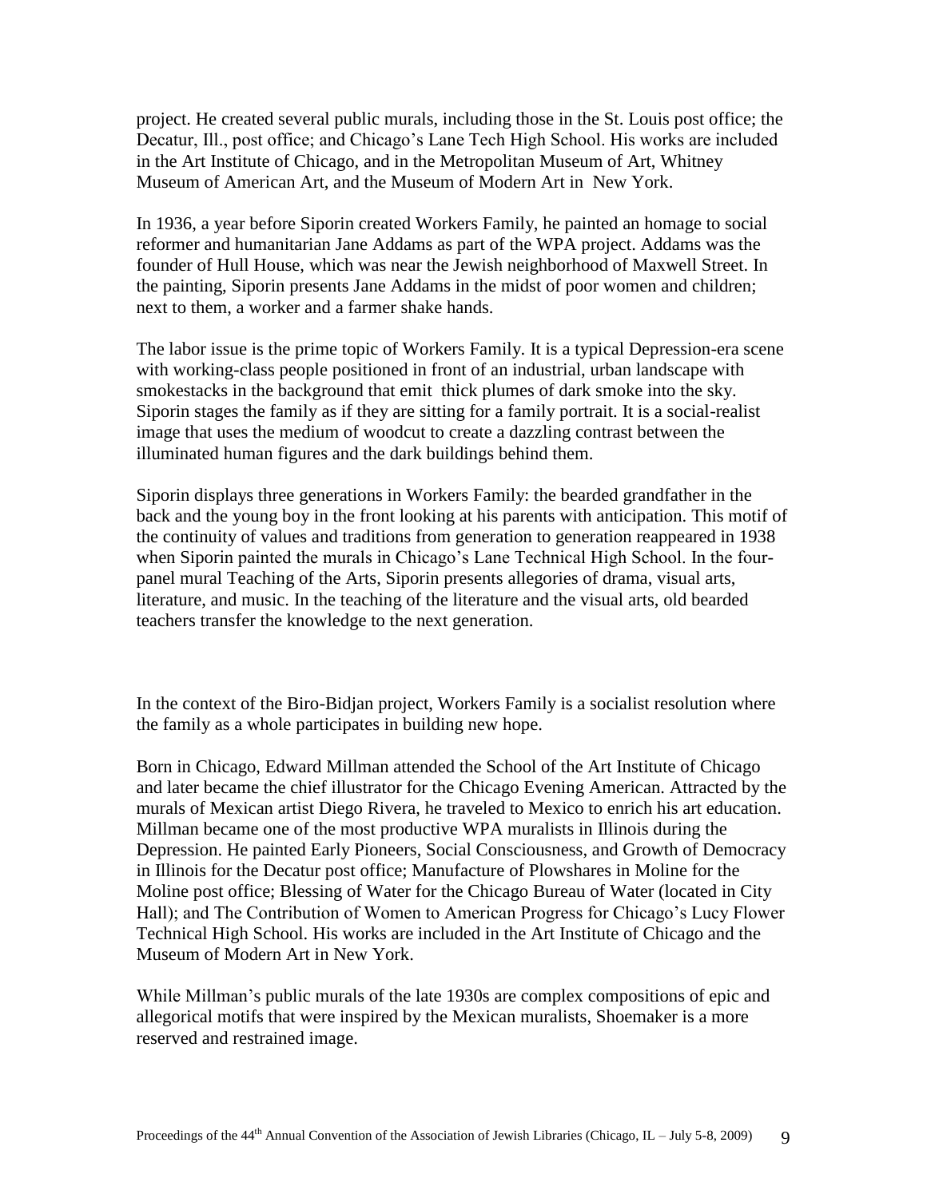project. He created several public murals, including those in the St. Louis post office; the Decatur, Ill., post office; and Chicago's Lane Tech High School. His works are included in the Art Institute of Chicago, and in the Metropolitan Museum of Art, Whitney Museum of American Art, and the Museum of Modern Art in New York.

In 1936, a year before Siporin created Workers Family, he painted an homage to social reformer and humanitarian Jane Addams as part of the WPA project. Addams was the founder of Hull House, which was near the Jewish neighborhood of Maxwell Street. In the painting, Siporin presents Jane Addams in the midst of poor women and children; next to them, a worker and a farmer shake hands.

The labor issue is the prime topic of Workers Family. It is a typical Depression-era scene with working-class people positioned in front of an industrial, urban landscape with smokestacks in the background that emit thick plumes of dark smoke into the sky. Siporin stages the family as if they are sitting for a family portrait. It is a social-realist image that uses the medium of woodcut to create a dazzling contrast between the illuminated human figures and the dark buildings behind them.

Siporin displays three generations in Workers Family: the bearded grandfather in the back and the young boy in the front looking at his parents with anticipation. This motif of the continuity of values and traditions from generation to generation reappeared in 1938 when Siporin painted the murals in Chicago's Lane Technical High School. In the four-panel mural Teaching of the Arts, Siporin presents allegories of drama, visual arts, literature, and music. In the teaching of the literature and the visual arts, old bearded teachers transfer the knowledge to the next generation.

In the context of the Biro-Bidjan project, Workers Family is a socialist resolution where the family as a whole participates in building new hope.

Born in Chicago, Edward Millman attended the School of the Art Institute of Chicago and later became the chief illustrator for the Chicago Evening American. Attracted by the murals of Mexican artist Diego Rivera, he traveled to Mexico to enrich his art education. Millman became one of the most productive WPA muralists in Illinois during the Depression. He painted Early Pioneers, Social Consciousness, and Growth of Democracy in Illinois for the Decatur post office; Manufacture of Plowshares in Moline for the Moline post office; Blessing of Water for the Chicago Bureau of Water (located in City Hall); and The Contribution of Women to American Progress for Chicago's Lucy Flower Technical High School. His works are included in the Art Institute of Chicago and the Museum of Modern Art in New York.

While Millman's public murals of the late 1930s are complex compositions of epic and allegorical motifs that were inspired by the Mexican muralists, Shoemaker is a more reserved and restrained image.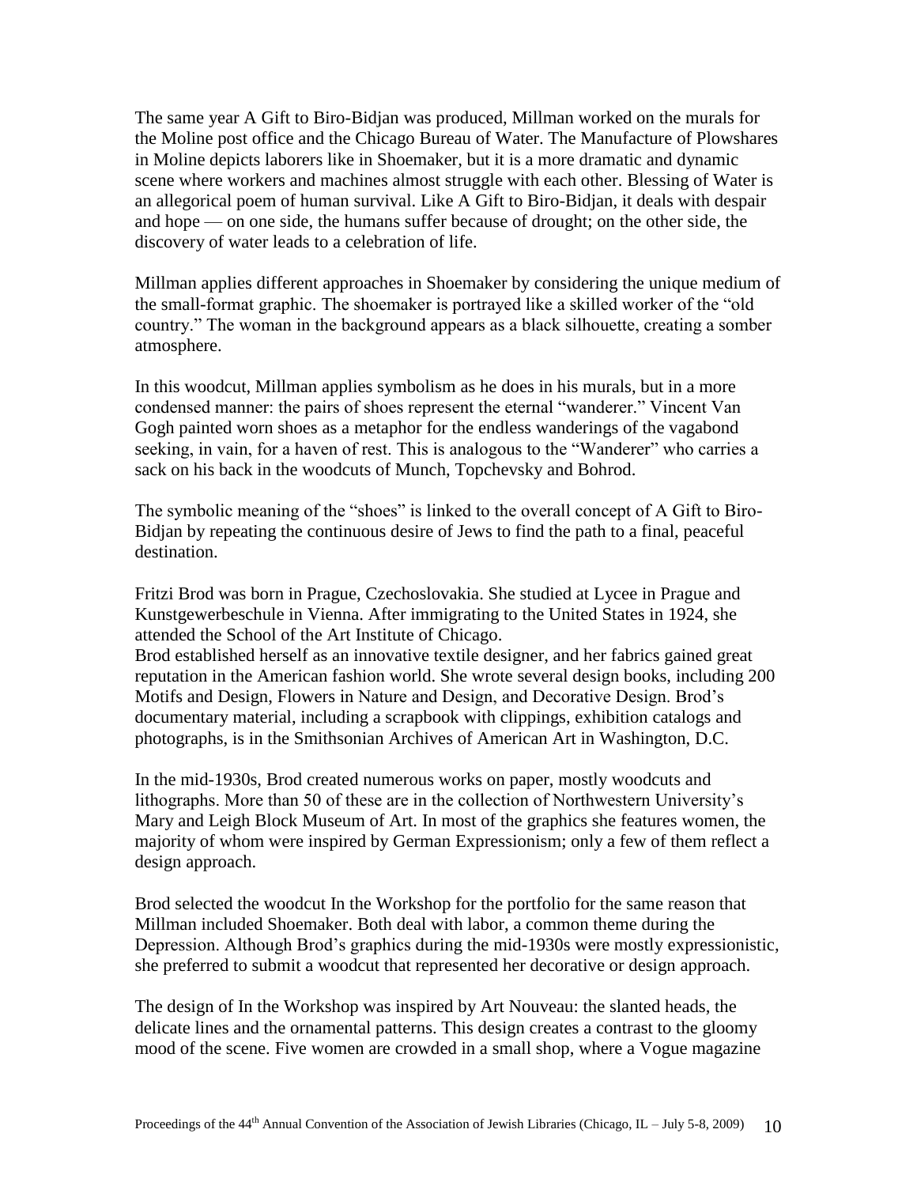The same year A Gift to Biro-Bidjan was produced, Millman worked on the murals for the Moline post office and the Chicago Bureau of Water. The Manufacture of Plowshares in Moline depicts laborers like in Shoemaker, but it is a more dramatic and dynamic scene where workers and machines almost struggle with each other. Blessing of Water is an allegorical poem of human survival. Like A Gift to Biro-Bidjan, it deals with despair and hope — on one side, the humans suffer because of drought; on the other side, the discovery of water leads to a celebration of life.

Millman applies different approaches in Shoemaker by considering the unique medium of the small-format graphic. The shoemaker is portrayed like a skilled worker of the "old country." The woman in the background appears as a black silhouette, creating a somber atmosphere.

In this woodcut, Millman applies symbolism as he does in his murals, but in a more condensed manner: the pairs of shoes represent the eternal "wanderer." Vincent Van Gogh painted worn shoes as a metaphor for the endless wanderings of the vagabond seeking, in vain, for a haven of rest. This is analogous to the "Wanderer" who carries a sack on his back in the woodcuts of Munch, Topchevsky and Bohrod.

The symbolic meaning of the "shoes" is linked to the overall concept of A Gift to Biro-Bidjan by repeating the continuous desire of Jews to find the path to a final, peaceful destination.

Fritzi Brod was born in Prague, Czechoslovakia. She studied at Lycee in Prague and Kunstgewerbeschule in Vienna. After immigrating to the United States in 1924, she attended the School of the Art Institute of Chicago.
Brod established herself as an innovative textile designer, and her fabrics gained great reputation in the American fashion world. She wrote several design books, including 200 Motifs and Design, Flowers in Nature and Design, and Decorative Design. Brod's documentary material, including a scrapbook with clippings, exhibition catalogs and photographs, is in the Smithsonian Archives of American Art in Washington, D.C.

In the mid-1930s, Brod created numerous works on paper, mostly woodcuts and lithographs. More than 50 of these are in the collection of Northwestern University's Mary and Leigh Block Museum of Art. In most of the graphics she features women, the majority of whom were inspired by German Expressionism; only a few of them reflect a design approach.

Brod selected the woodcut In the Workshop for the portfolio for the same reason that Millman included Shoemaker. Both deal with labor, a common theme during the Depression. Although Brod's graphics during the mid-1930s were mostly expressionistic, she preferred to submit a woodcut that represented her decorative or design approach.

The design of In the Workshop was inspired by Art Nouveau: the slanted heads, the delicate lines and the ornamental patterns. This design creates a contrast to the gloomy mood of the scene. Five women are crowded in a small shop, where a Vogue magazine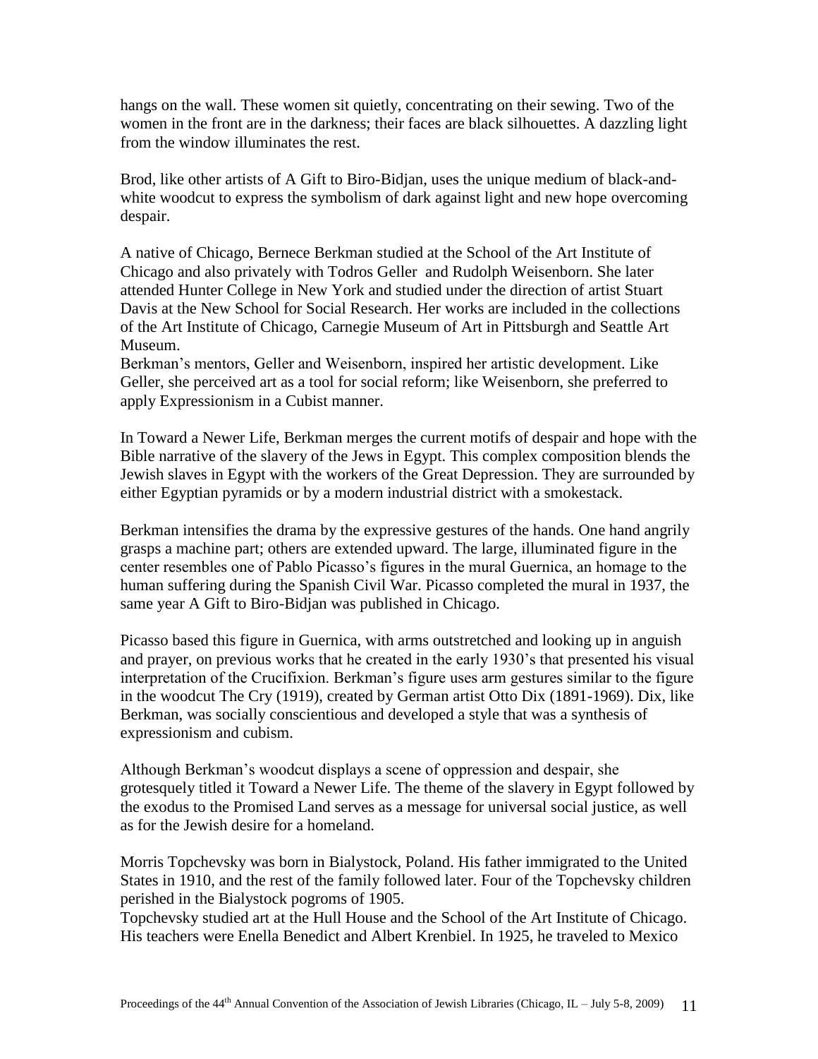hangs on the wall. These women sit quietly, concentrating on their sewing. Two of the women in the front are in the darkness; their faces are black silhouettes. A dazzling light from the window illuminates the rest.

Brod, like other artists of A Gift to Biro-Bidjan, uses the unique medium of black-and-white woodcut to express the symbolism of dark against light and new hope overcoming despair.

A native of Chicago, Bernece Berkman studied at the School of the Art Institute of Chicago and also privately with Todros Geller and Rudolph Weisenborn. She later attended Hunter College in New York and studied under the direction of artist Stuart Davis at the New School for Social Research. Her works are included in the collections of the Art Institute of Chicago, Carnegie Museum of Art in Pittsburgh and Seattle Art Museum.

Berkman's mentors, Geller and Weisenborn, inspired her artistic development. Like Geller, she perceived art as a tool for social reform; like Weisenborn, she preferred to apply Expressionism in a Cubist manner.

In Toward a Newer Life, Berkman merges the current motifs of despair and hope with the Bible narrative of the slavery of the Jews in Egypt. This complex composition blends the Jewish slaves in Egypt with the workers of the Great Depression. They are surrounded by either Egyptian pyramids or by a modern industrial district with a smokestack.

Berkman intensifies the drama by the expressive gestures of the hands. One hand angrily grasps a machine part; others are extended upward. The large, illuminated figure in the center resembles one of Pablo Picasso's figures in the mural Guernica, an homage to the human suffering during the Spanish Civil War. Picasso completed the mural in 1937, the same year A Gift to Biro-Bidjan was published in Chicago.

Picasso based this figure in Guernica, with arms outstretched and looking up in anguish and prayer, on previous works that he created in the early 1930's that presented his visual interpretation of the Crucifixion. Berkman's figure uses arm gestures similar to the figure in the woodcut The Cry (1919), created by German artist Otto Dix (1891-1969). Dix, like Berkman, was socially conscientious and developed a style that was a synthesis of expressionism and cubism.

Although Berkman's woodcut displays a scene of oppression and despair, she grotesquely titled it Toward a Newer Life. The theme of the slavery in Egypt followed by the exodus to the Promised Land serves as a message for universal social justice, as well as for the Jewish desire for a homeland.

Morris Topchevsky was born in Bialystock, Poland. His father immigrated to the United States in 1910, and the rest of the family followed later. Four of the Topchevsky children perished in the Bialystock pogroms of 1905.

Topchevsky studied art at the Hull House and the School of the Art Institute of Chicago. His teachers were Enella Benedict and Albert Krenbiel. In 1925, he traveled to Mexico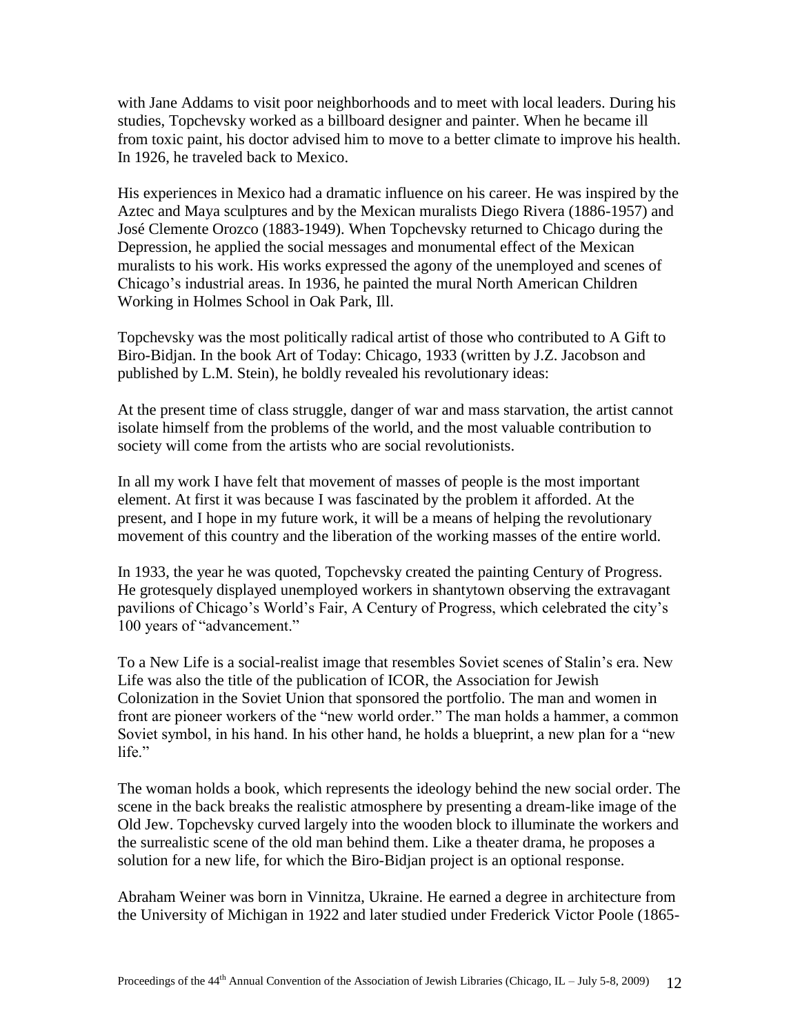with Jane Addams to visit poor neighborhoods and to meet with local leaders. During his studies, Topchevsky worked as a billboard designer and painter. When he became ill from toxic paint, his doctor advised him to move to a better climate to improve his health. In 1926, he traveled back to Mexico.

His experiences in Mexico had a dramatic influence on his career. He was inspired by the Aztec and Maya sculptures and by the Mexican muralists Diego Rivera (1886-1957) and José Clemente Orozco (1883-1949). When Topchevsky returned to Chicago during the Depression, he applied the social messages and monumental effect of the Mexican muralists to his work. His works expressed the agony of the unemployed and scenes of Chicago's industrial areas. In 1936, he painted the mural North American Children Working in Holmes School in Oak Park, Ill.

Topchevsky was the most politically radical artist of those who contributed to A Gift to Biro-Bidjan. In the book Art of Today: Chicago, 1933 (written by J.Z. Jacobson and published by L.M. Stein), he boldly revealed his revolutionary ideas:

At the present time of class struggle, danger of war and mass starvation, the artist cannot isolate himself from the problems of the world, and the most valuable contribution to society will come from the artists who are social revolutionists.

In all my work I have felt that movement of masses of people is the most important element. At first it was because I was fascinated by the problem it afforded. At the present, and I hope in my future work, it will be a means of helping the revolutionary movement of this country and the liberation of the working masses of the entire world.

In 1933, the year he was quoted, Topchevsky created the painting Century of Progress. He grotesquely displayed unemployed workers in shantytown observing the extravagant pavilions of Chicago's World's Fair, A Century of Progress, which celebrated the city's 100 years of "advancement."

To a New Life is a social-realist image that resembles Soviet scenes of Stalin's era. New Life was also the title of the publication of ICOR, the Association for Jewish Colonization in the Soviet Union that sponsored the portfolio. The man and women in front are pioneer workers of the "new world order." The man holds a hammer, a common Soviet symbol, in his hand. In his other hand, he holds a blueprint, a new plan for a "new life."

The woman holds a book, which represents the ideology behind the new social order. The scene in the back breaks the realistic atmosphere by presenting a dream-like image of the Old Jew. Topchevsky curved largely into the wooden block to illuminate the workers and the surrealistic scene of the old man behind them. Like a theater drama, he proposes a solution for a new life, for which the Biro-Bidjan project is an optional response.

Abraham Weiner was born in Vinnitza, Ukraine. He earned a degree in architecture from the University of Michigan in 1922 and later studied under Frederick Victor Poole (1865-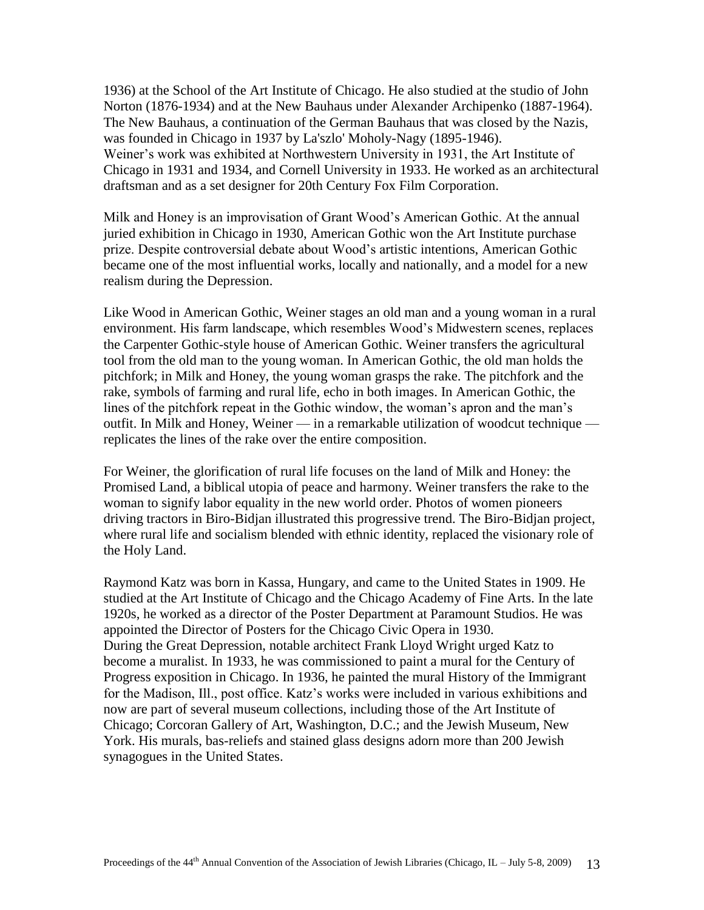1936) at the School of the Art Institute of Chicago. He also studied at the studio of John Norton (1876-1934) and at the New Bauhaus under Alexander Archipenko (1887-1964). The New Bauhaus, a continuation of the German Bauhaus that was closed by the Nazis, was founded in Chicago in 1937 by La'szlo' Moholy-Nagy (1895-1946).
Weiner's work was exhibited at Northwestern University in 1931, the Art Institute of Chicago in 1931 and 1934, and Cornell University in 1933. He worked as an architectural draftsman and as a set designer for 20th Century Fox Film Corporation.

Milk and Honey is an improvisation of Grant Wood's American Gothic. At the annual juried exhibition in Chicago in 1930, American Gothic won the Art Institute purchase prize. Despite controversial debate about Wood's artistic intentions, American Gothic became one of the most influential works, locally and nationally, and a model for a new realism during the Depression.

Like Wood in American Gothic, Weiner stages an old man and a young woman in a rural environment. His farm landscape, which resembles Wood's Midwestern scenes, replaces the Carpenter Gothic-style house of American Gothic. Weiner transfers the agricultural tool from the old man to the young woman. In American Gothic, the old man holds the pitchfork; in Milk and Honey, the young woman grasps the rake. The pitchfork and the rake, symbols of farming and rural life, echo in both images. In American Gothic, the lines of the pitchfork repeat in the Gothic window, the woman's apron and the man's outfit. In Milk and Honey, Weiner — in a remarkable utilization of woodcut technique — replicates the lines of the rake over the entire composition.

For Weiner, the glorification of rural life focuses on the land of Milk and Honey: the Promised Land, a biblical utopia of peace and harmony. Weiner transfers the rake to the woman to signify labor equality in the new world order. Photos of women pioneers driving tractors in Biro-Bidjan illustrated this progressive trend. The Biro-Bidjan project, where rural life and socialism blended with ethnic identity, replaced the visionary role of the Holy Land.

Raymond Katz was born in Kassa, Hungary, and came to the United States in 1909. He studied at the Art Institute of Chicago and the Chicago Academy of Fine Arts. In the late 1920s, he worked as a director of the Poster Department at Paramount Studios. He was appointed the Director of Posters for the Chicago Civic Opera in 1930.
During the Great Depression, notable architect Frank Lloyd Wright urged Katz to become a muralist. In 1933, he was commissioned to paint a mural for the Century of Progress exposition in Chicago. In 1936, he painted the mural History of the Immigrant for the Madison, Ill., post office. Katz's works were included in various exhibitions and now are part of several museum collections, including those of the Art Institute of Chicago; Corcoran Gallery of Art, Washington, D.C.; and the Jewish Museum, New York. His murals, bas-reliefs and stained glass designs adorn more than 200 Jewish synagogues in the United States.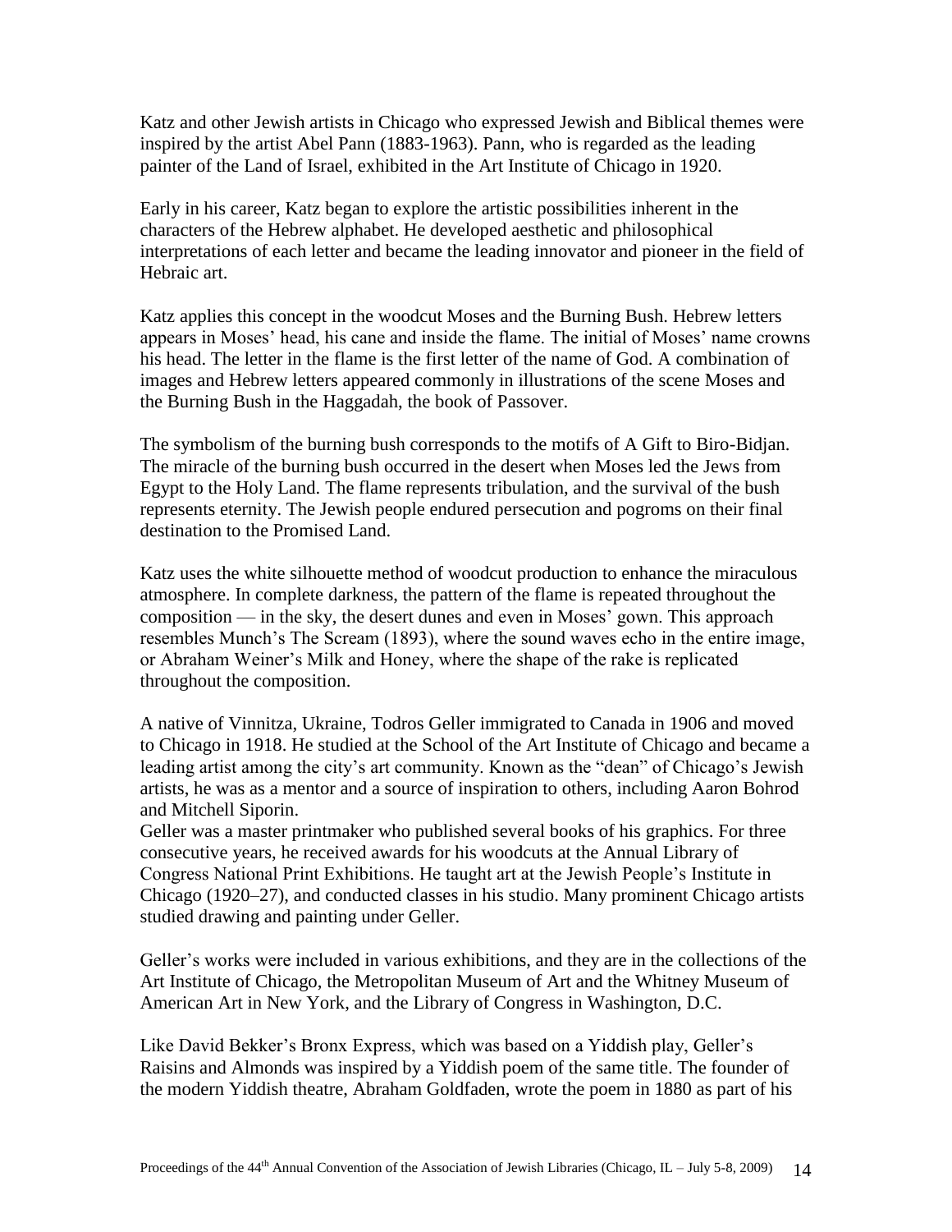Katz and other Jewish artists in Chicago who expressed Jewish and Biblical themes were inspired by the artist Abel Pann (1883-1963). Pann, who is regarded as the leading painter of the Land of Israel, exhibited in the Art Institute of Chicago in 1920.

Early in his career, Katz began to explore the artistic possibilities inherent in the characters of the Hebrew alphabet. He developed aesthetic and philosophical interpretations of each letter and became the leading innovator and pioneer in the field of Hebraic art.

Katz applies this concept in the woodcut Moses and the Burning Bush. Hebrew letters appears in Moses' head, his cane and inside the flame. The initial of Moses' name crowns his head. The letter in the flame is the first letter of the name of God. A combination of images and Hebrew letters appeared commonly in illustrations of the scene Moses and the Burning Bush in the Haggadah, the book of Passover.

The symbolism of the burning bush corresponds to the motifs of A Gift to Biro-Bidjan. The miracle of the burning bush occurred in the desert when Moses led the Jews from Egypt to the Holy Land. The flame represents tribulation, and the survival of the bush represents eternity. The Jewish people endured persecution and pogroms on their final destination to the Promised Land.

Katz uses the white silhouette method of woodcut production to enhance the miraculous atmosphere. In complete darkness, the pattern of the flame is repeated throughout the composition — in the sky, the desert dunes and even in Moses' gown. This approach resembles Munch's The Scream (1893), where the sound waves echo in the entire image, or Abraham Weiner's Milk and Honey, where the shape of the rake is replicated throughout the composition.

A native of Vinnitza, Ukraine, Todros Geller immigrated to Canada in 1906 and moved to Chicago in 1918. He studied at the School of the Art Institute of Chicago and became a leading artist among the city's art community. Known as the "dean" of Chicago's Jewish artists, he was as a mentor and a source of inspiration to others, including Aaron Bohrod and Mitchell Siporin.
Geller was a master printmaker who published several books of his graphics. For three consecutive years, he received awards for his woodcuts at the Annual Library of Congress National Print Exhibitions. He taught art at the Jewish People's Institute in Chicago (1920–27), and conducted classes in his studio. Many prominent Chicago artists studied drawing and painting under Geller.

Geller's works were included in various exhibitions, and they are in the collections of the Art Institute of Chicago, the Metropolitan Museum of Art and the Whitney Museum of American Art in New York, and the Library of Congress in Washington, D.C.

Like David Bekker's Bronx Express, which was based on a Yiddish play, Geller's Raisins and Almonds was inspired by a Yiddish poem of the same title. The founder of the modern Yiddish theatre, Abraham Goldfaden, wrote the poem in 1880 as part of his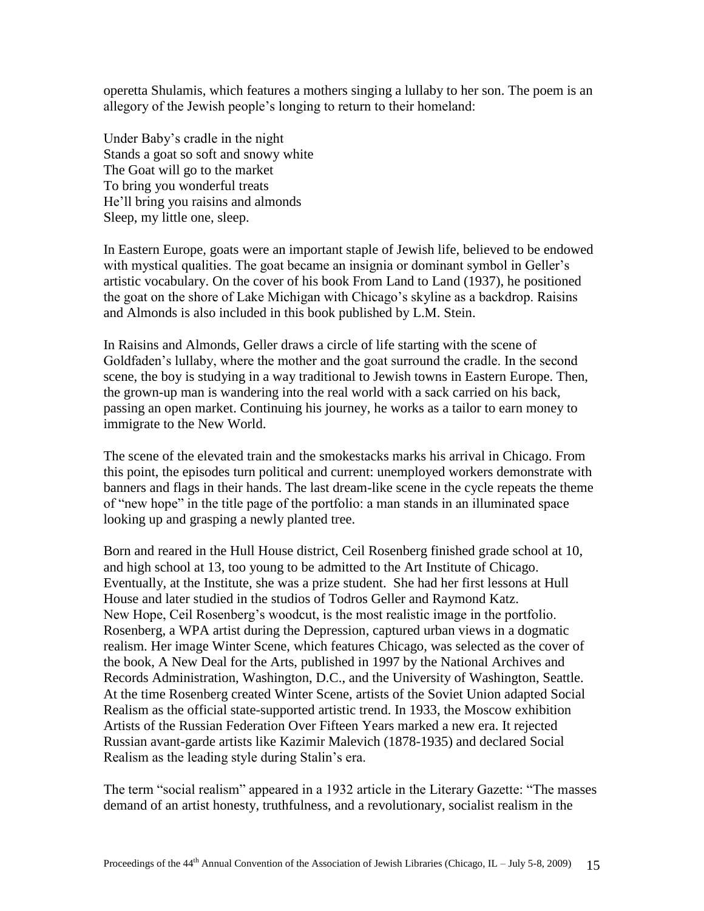operetta Shulamis, which features a mothers singing a lullaby to her son. The poem is an allegory of the Jewish people's longing to return to their homeland:

Under Baby's cradle in the night  
Stands a goat so soft and snowy white  
The Goat will go to the market  
To bring you wonderful treats  
He'll bring you raisins and almonds  
Sleep, my little one, sleep.

In Eastern Europe, goats were an important staple of Jewish life, believed to be endowed with mystical qualities. The goat became an insignia or dominant symbol in Geller's artistic vocabulary. On the cover of his book From Land to Land (1937), he positioned the goat on the shore of Lake Michigan with Chicago's skyline as a backdrop. Raisins and Almonds is also included in this book published by L.M. Stein.

In Raisins and Almonds, Geller draws a circle of life starting with the scene of Goldfaden's lullaby, where the mother and the goat surround the cradle. In the second scene, the boy is studying in a way traditional to Jewish towns in Eastern Europe. Then, the grown-up man is wandering into the real world with a sack carried on his back, passing an open market. Continuing his journey, he works as a tailor to earn money to immigrate to the New World.

The scene of the elevated train and the smokestacks marks his arrival in Chicago. From this point, the episodes turn political and current: unemployed workers demonstrate with banners and flags in their hands. The last dream-like scene in the cycle repeats the theme of "new hope" in the title page of the portfolio: a man stands in an illuminated space looking up and grasping a newly planted tree.

Born and reared in the Hull House district, Ceil Rosenberg finished grade school at 10, and high school at 13, too young to be admitted to the Art Institute of Chicago. Eventually, at the Institute, she was a prize student. She had her first lessons at Hull House and later studied in the studios of Todros Geller and Raymond Katz.
New Hope, Ceil Rosenberg's woodcut, is the most realistic image in the portfolio. Rosenberg, a WPA artist during the Depression, captured urban views in a dogmatic realism. Her image Winter Scene, which features Chicago, was selected as the cover of the book, A New Deal for the Arts, published in 1997 by the National Archives and Records Administration, Washington, D.C., and the University of Washington, Seattle. At the time Rosenberg created Winter Scene, artists of the Soviet Union adapted Social Realism as the official state-supported artistic trend. In 1933, the Moscow exhibition Artists of the Russian Federation Over Fifteen Years marked a new era. It rejected Russian avant-garde artists like Kazimir Malevich (1878-1935) and declared Social Realism as the leading style during Stalin's era.

The term "social realism" appeared in a 1932 article in the Literary Gazette: "The masses demand of an artist honesty, truthfulness, and a revolutionary, socialist realism in the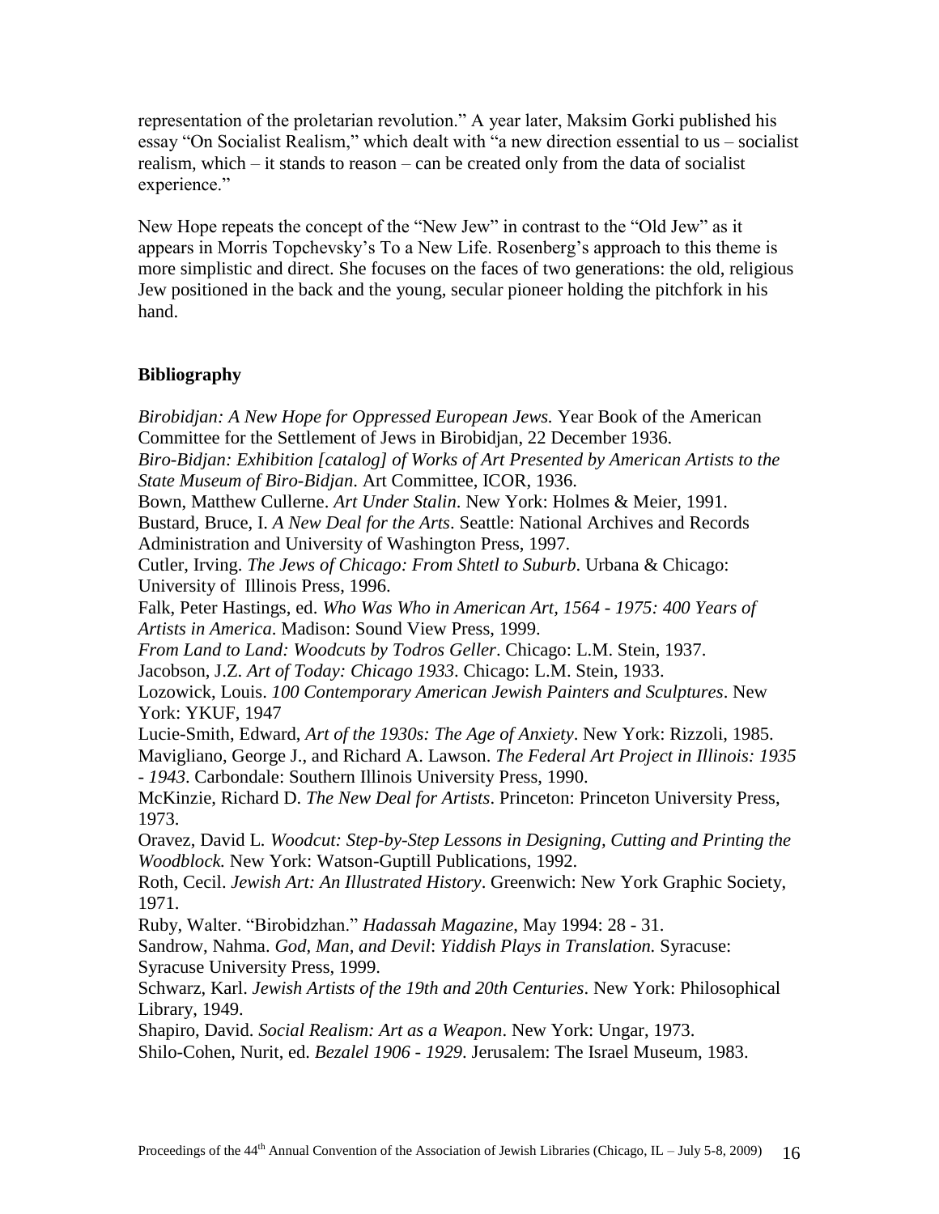representation of the proletarian revolution." A year later, Maksim Gorki published his essay "On Socialist Realism," which dealt with "a new direction essential to us – socialist realism, which – it stands to reason – can be created only from the data of socialist experience."

New Hope repeats the concept of the "New Jew" in contrast to the "Old Jew" as it appears in Morris Topchevsky's To a New Life. Rosenberg's approach to this theme is more simplistic and direct. She focuses on the faces of two generations: the old, religious Jew positioned in the back and the young, secular pioneer holding the pitchfork in his hand.

## Bibliography

*Birobidjan: A New Hope for Oppressed European Jews.* Year Book of the American Committee for the Settlement of Jews in Birobidjan, 22 December 1936.
*Biro-Bidjan: Exhibition [catalog] of Works of Art Presented by American Artists to the State Museum of Biro-Bidjan.* Art Committee, ICOR, 1936.
Bown, Matthew Cullerne. *Art Under Stalin*. New York: Holmes & Meier, 1991.
Bustard, Bruce, I. *A New Deal for the Arts*. Seattle: National Archives and Records Administration and University of Washington Press, 1997.
Cutler, Irving. *The Jews of Chicago: From Shtetl to Suburb*. Urbana & Chicago: University of Illinois Press, 1996.
Falk, Peter Hastings, ed. *Who Was Who in American Art, 1564 - 1975: 400 Years of Artists in America*. Madison: Sound View Press, 1999.
*From Land to Land: Woodcuts by Todros Geller*. Chicago: L.M. Stein, 1937.
Jacobson, J.Z. *Art of Today: Chicago 1933*. Chicago: L.M. Stein, 1933.
Lozowick, Louis. *100 Contemporary American Jewish Painters and Sculptures*. New York: YKUF, 1947
Lucie-Smith, Edward, *Art of the 1930s: The Age of Anxiety*. New York: Rizzoli, 1985.
Mavigliano, George J., and Richard A. Lawson. *The Federal Art Project in Illinois: 1935 - 1943*. Carbondale: Southern Illinois University Press, 1990.
McKinzie, Richard D. *The New Deal for Artists*. Princeton: Princeton University Press, 1973.
Oravez, David L. *Woodcut: Step-by-Step Lessons in Designing, Cutting and Printing the Woodblock.* New York: Watson-Guptill Publications, 1992.
Roth, Cecil. *Jewish Art: An Illustrated History*. Greenwich: New York Graphic Society, 1971.
Ruby, Walter. "Birobidzhan." *Hadassah Magazine*, May 1994: 28 - 31.
Sandrow, Nahma. *God, Man, and Devil*: *Yiddish Plays in Translation.* Syracuse: Syracuse University Press, 1999.
Schwarz, Karl. *Jewish Artists of the 19th and 20th Centuries*. New York: Philosophical Library, 1949.
Shapiro, David. *Social Realism: Art as a Weapon*. New York: Ungar, 1973.
Shilo-Cohen, Nurit, ed. *Bezalel 1906 - 1929*. Jerusalem: The Israel Museum, 1983.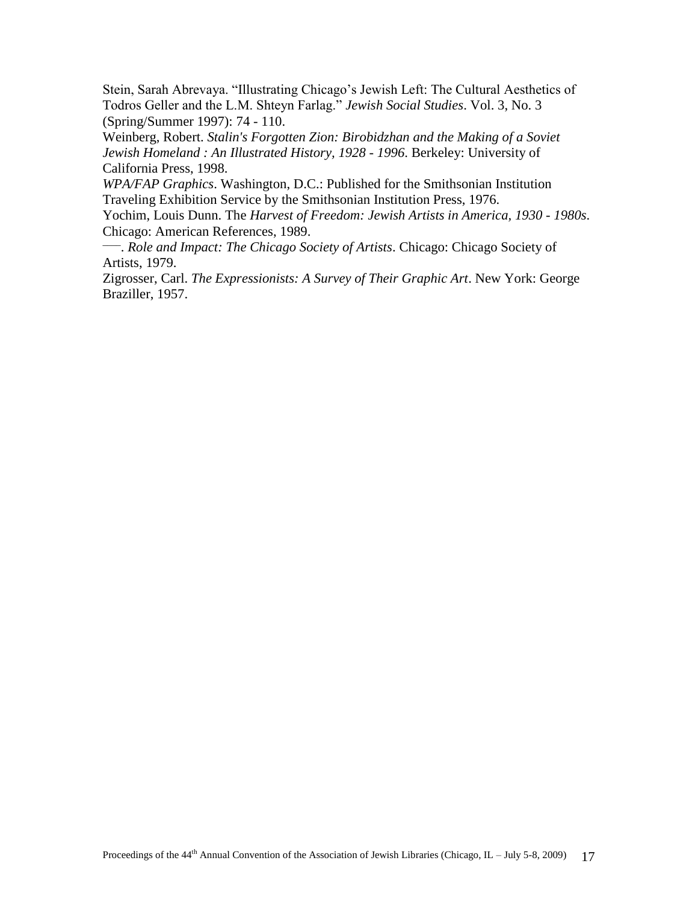Stein, Sarah Abrevaya. "Illustrating Chicago's Jewish Left: The Cultural Aesthetics of Todros Geller and the L.M. Shteyn Farlag." *Jewish Social Studies*. Vol. 3, No. 3 (Spring/Summer 1997): 74 - 110.

Weinberg, Robert. *Stalin's Forgotten Zion: Birobidzhan and the Making of a Soviet Jewish Homeland : An Illustrated History, 1928 - 1996*. Berkeley: University of California Press, 1998.

*WPA/FAP Graphics*. Washington, D.C.: Published for the Smithsonian Institution Traveling Exhibition Service by the Smithsonian Institution Press, 1976.

Yochim, Louis Dunn. The *Harvest of Freedom: Jewish Artists in America, 1930 - 1980s*. Chicago: American References, 1989.

—. *Role and Impact: The Chicago Society of Artists*. Chicago: Chicago Society of Artists, 1979.

Zigrosser, Carl. *The Expressionists: A Survey of Their Graphic Art*. New York: George Braziller, 1957.